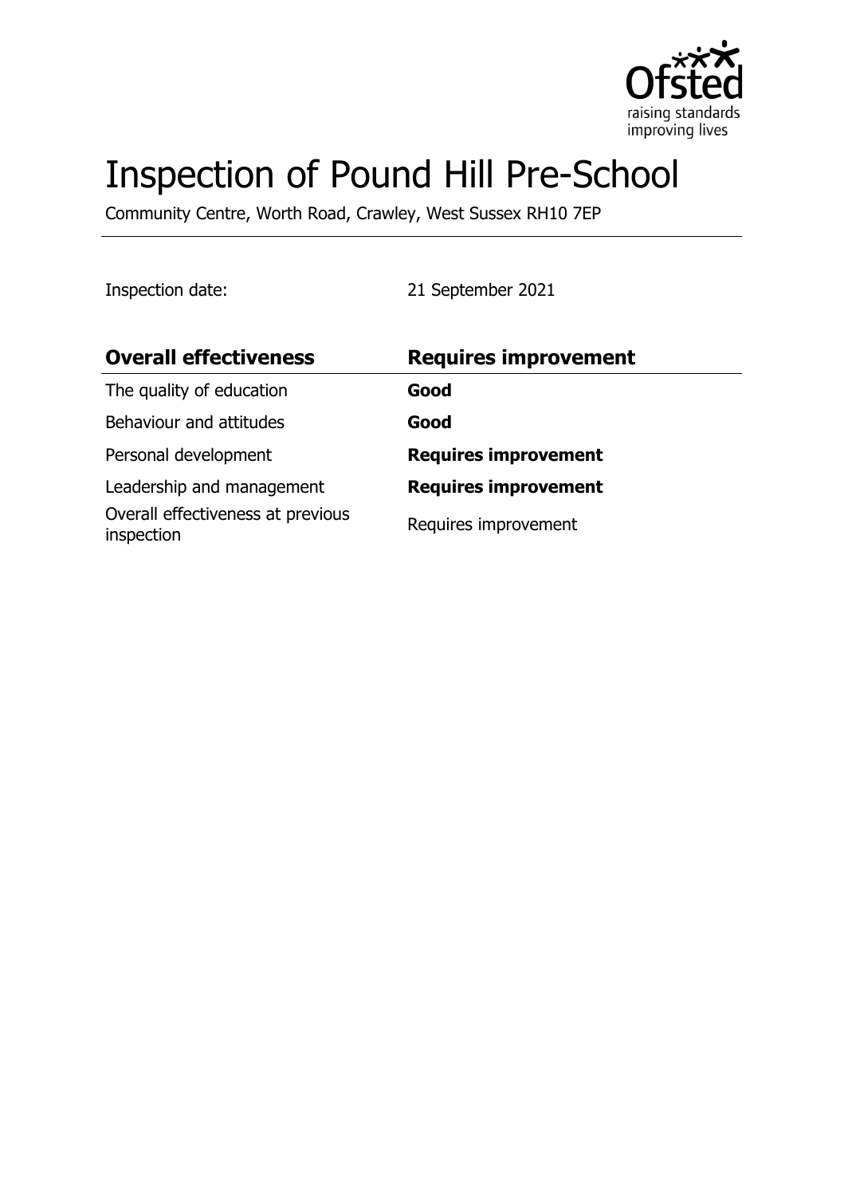# Inspection of Pound Hill Pre-School

Community Centre, Worth Road, Crawley, West Sussex RH10 7EP

Inspection date: 21 September 2021

| **Overall effectiveness** | **Requires improvement** |
| --- | --- |
| The quality of education | **Good** |
| Behaviour and attitudes | **Good** |
| Personal development | **Requires improvement** |
| Leadership and management | **Requires improvement** |
| Overall effectiveness at previous inspection | Requires improvement |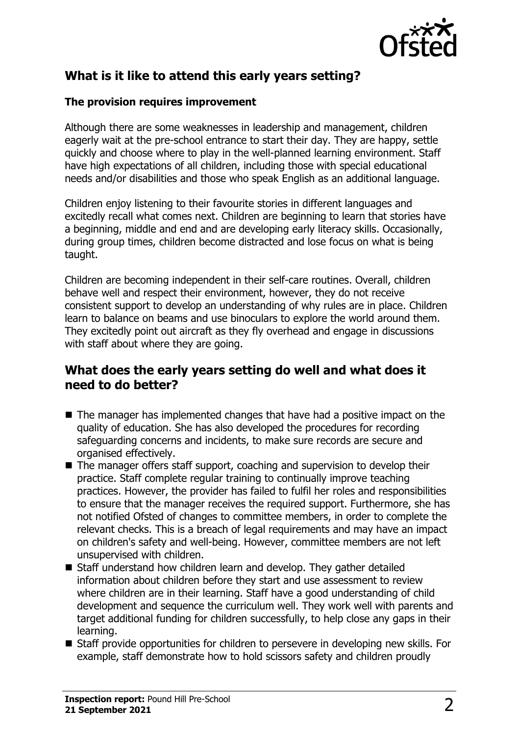## What is it like to attend this early years setting?

### The provision requires improvement

Although there are some weaknesses in leadership and management, children eagerly wait at the pre-school entrance to start their day. They are happy, settle quickly and choose where to play in the well-planned learning environment. Staff have high expectations of all children, including those with special educational needs and/or disabilities and those who speak English as an additional language.

Children enjoy listening to their favourite stories in different languages and excitedly recall what comes next. Children are beginning to learn that stories have a beginning, middle and end and are developing early literacy skills. Occasionally, during group times, children become distracted and lose focus on what is being taught.

Children are becoming independent in their self-care routines. Overall, children behave well and respect their environment, however, they do not receive consistent support to develop an understanding of why rules are in place. Children learn to balance on beams and use binoculars to explore the world around them. They excitedly point out aircraft as they fly overhead and engage in discussions with staff about where they are going.

## What does the early years setting do well and what does it need to do better?

- The manager has implemented changes that have had a positive impact on the quality of education. She has also developed the procedures for recording safeguarding concerns and incidents, to make sure records are secure and organised effectively.
- The manager offers staff support, coaching and supervision to develop their practice. Staff complete regular training to continually improve teaching practices. However, the provider has failed to fulfil her roles and responsibilities to ensure that the manager receives the required support. Furthermore, she has not notified Ofsted of changes to committee members, in order to complete the relevant checks. This is a breach of legal requirements and may have an impact on children's safety and well-being. However, committee members are not left unsupervised with children.
- Staff understand how children learn and develop. They gather detailed information about children before they start and use assessment to review where children are in their learning. Staff have a good understanding of child development and sequence the curriculum well. They work well with parents and target additional funding for children successfully, to help close any gaps in their learning.
- Staff provide opportunities for children to persevere in developing new skills. For example, staff demonstrate how to hold scissors safety and children proudly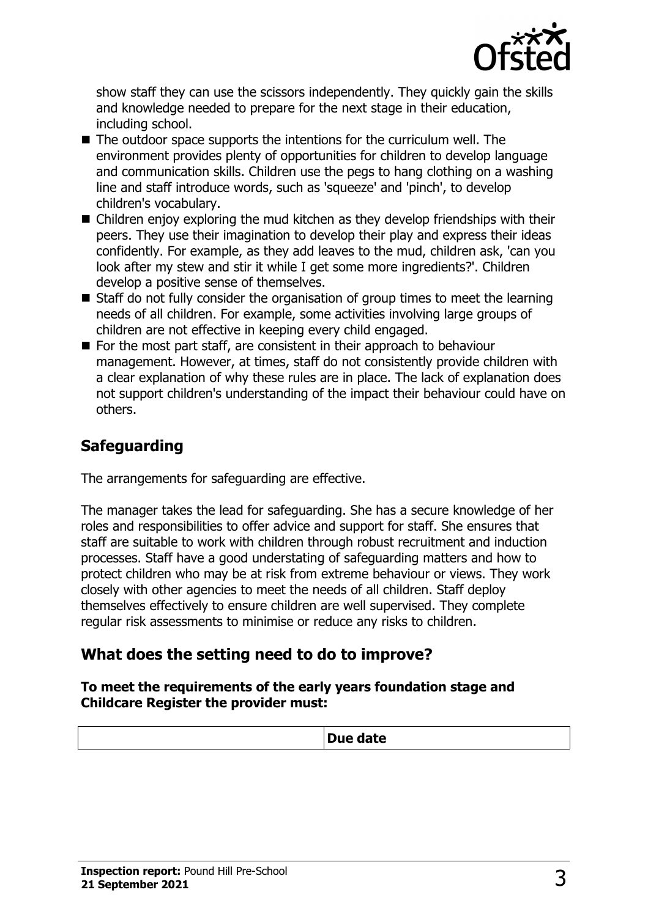show staff they can use the scissors independently. They quickly gain the skills and knowledge needed to prepare for the next stage in their education, including school.

- The outdoor space supports the intentions for the curriculum well. The environment provides plenty of opportunities for children to develop language and communication skills. Children use the pegs to hang clothing on a washing line and staff introduce words, such as 'squeeze' and 'pinch', to develop children's vocabulary.
- Children enjoy exploring the mud kitchen as they develop friendships with their peers. They use their imagination to develop their play and express their ideas confidently. For example, as they add leaves to the mud, children ask, 'can you look after my stew and stir it while I get some more ingredients?'. Children develop a positive sense of themselves.
- Staff do not fully consider the organisation of group times to meet the learning needs of all children. For example, some activities involving large groups of children are not effective in keeping every child engaged.
- For the most part staff, are consistent in their approach to behaviour management. However, at times, staff do not consistently provide children with a clear explanation of why these rules are in place. The lack of explanation does not support children's understanding of the impact their behaviour could have on others.

## Safeguarding

The arrangements for safeguarding are effective.

The manager takes the lead for safeguarding. She has a secure knowledge of her roles and responsibilities to offer advice and support for staff. She ensures that staff are suitable to work with children through robust recruitment and induction processes. Staff have a good understating of safeguarding matters and how to protect children who may be at risk from extreme behaviour or views. They work closely with other agencies to meet the needs of all children. Staff deploy themselves effectively to ensure children are well supervised. They complete regular risk assessments to minimise or reduce any risks to children.

## What does the setting need to do to improve?

**To meet the requirements of the early years foundation stage and Childcare Register the provider must:**

| | Due date |
|---|---|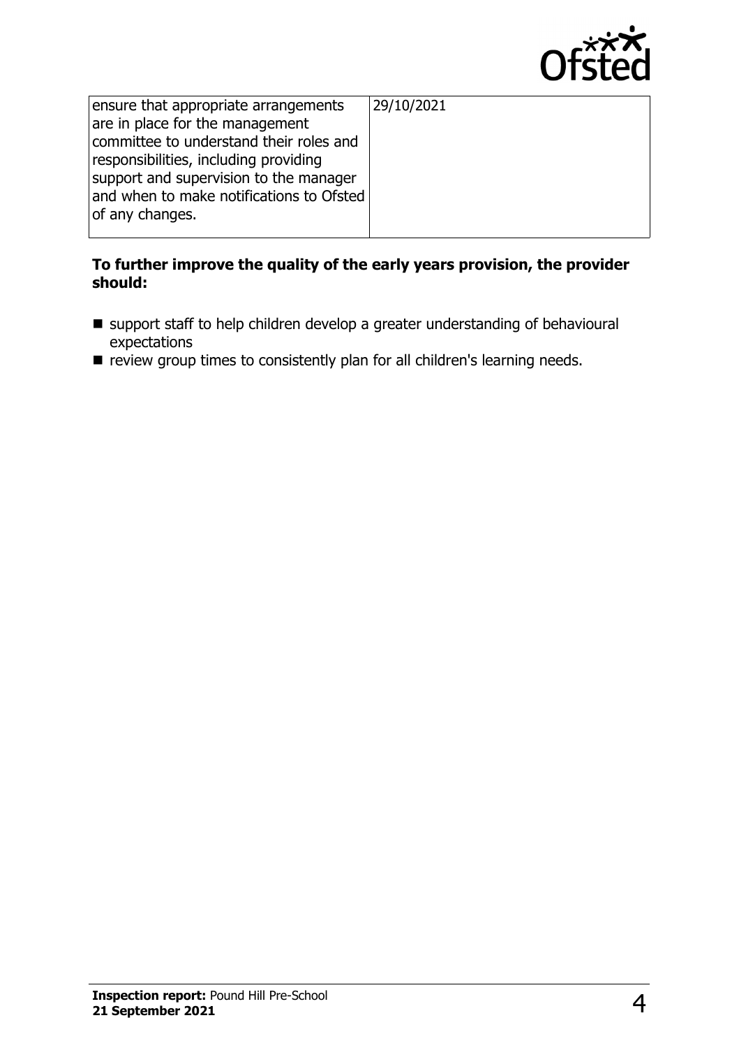| | |
|---|---|
| ensure that appropriate arrangements are in place for the management committee to understand their roles and responsibilities, including providing support and supervision to the manager and when to make notifications to Ofsted of any changes. | 29/10/2021 |

**To further improve the quality of the early years provision, the provider should:**

- support staff to help children develop a greater understanding of behavioural expectations
- review group times to consistently plan for all children's learning needs.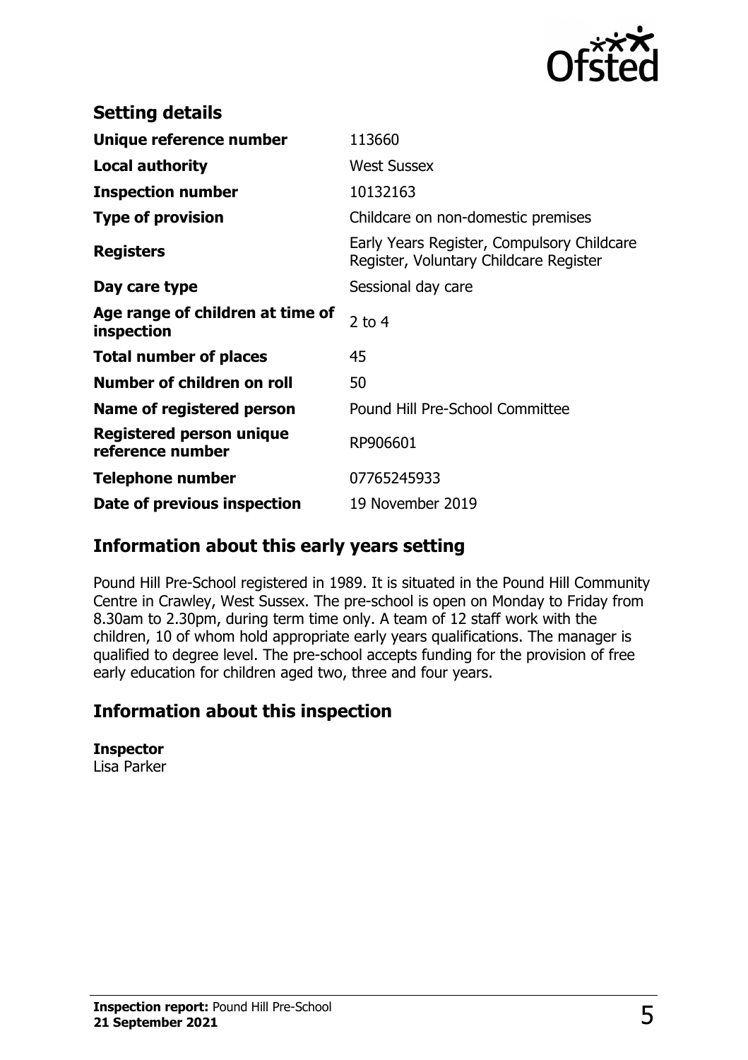## Setting details

| | |
|---|---|
| **Unique reference number** | 113660 |
| **Local authority** | West Sussex |
| **Inspection number** | 10132163 |
| **Type of provision** | Childcare on non-domestic premises |
| **Registers** | Early Years Register, Compulsory Childcare Register, Voluntary Childcare Register |
| **Day care type** | Sessional day care |
| **Age range of children at time of inspection** | 2 to 4 |
| **Total number of places** | 45 |
| **Number of children on roll** | 50 |
| **Name of registered person** | Pound Hill Pre-School Committee |
| **Registered person unique reference number** | RP906601 |
| **Telephone number** | 07765245933 |
| **Date of previous inspection** | 19 November 2019 |

## Information about this early years setting

Pound Hill Pre-School registered in 1989. It is situated in the Pound Hill Community Centre in Crawley, West Sussex. The pre-school is open on Monday to Friday from 8.30am to 2.30pm, during term time only. A team of 12 staff work with the children, 10 of whom hold appropriate early years qualifications. The manager is qualified to degree level. The pre-school accepts funding for the provision of free early education for children aged two, three and four years.

## Information about this inspection

**Inspector**
Lisa Parker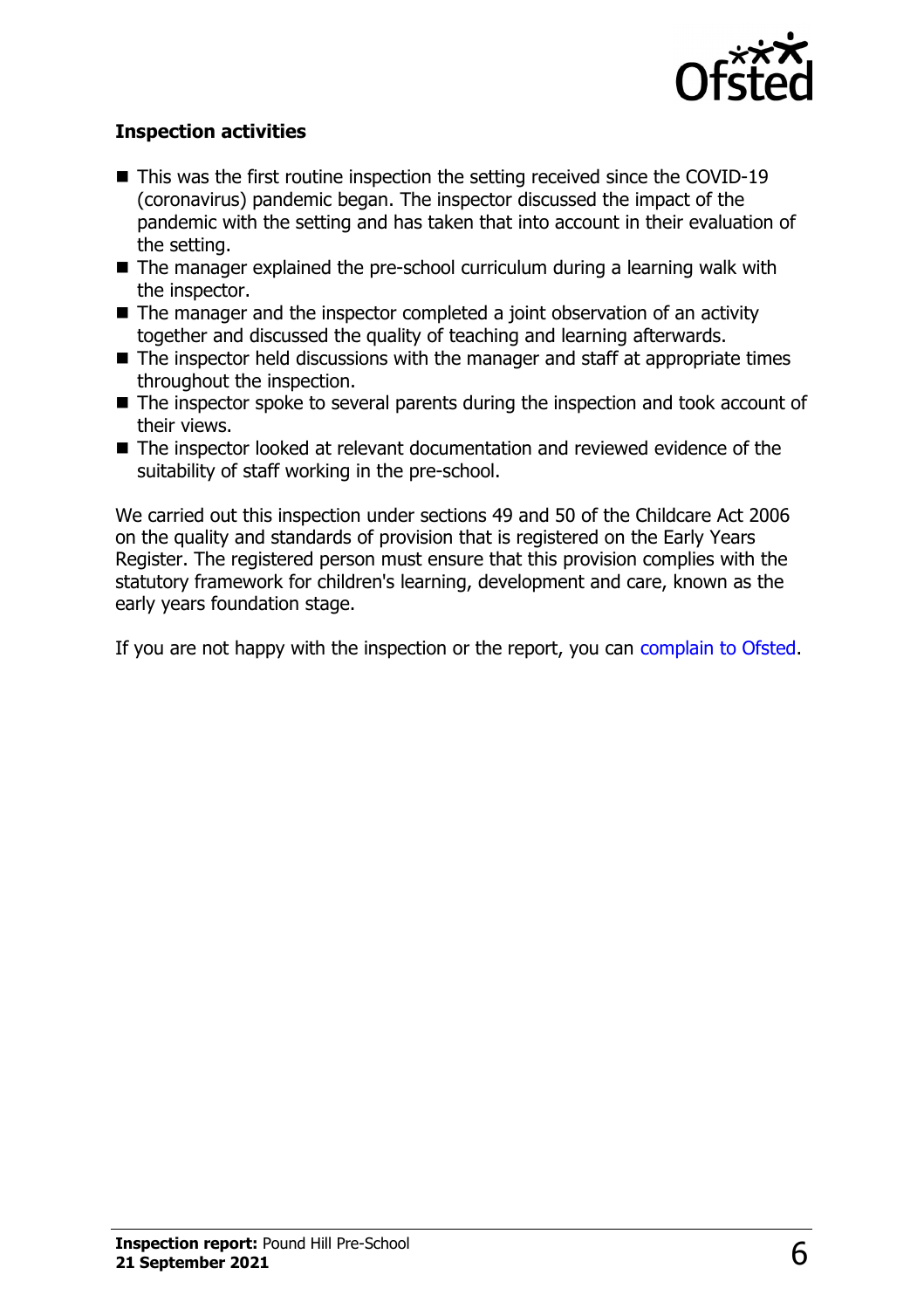### Inspection activities

- This was the first routine inspection the setting received since the COVID-19 (coronavirus) pandemic began. The inspector discussed the impact of the pandemic with the setting and has taken that into account in their evaluation of the setting.
- The manager explained the pre-school curriculum during a learning walk with the inspector.
- The manager and the inspector completed a joint observation of an activity together and discussed the quality of teaching and learning afterwards.
- The inspector held discussions with the manager and staff at appropriate times throughout the inspection.
- The inspector spoke to several parents during the inspection and took account of their views.
- The inspector looked at relevant documentation and reviewed evidence of the suitability of staff working in the pre-school.

We carried out this inspection under sections 49 and 50 of the Childcare Act 2006 on the quality and standards of provision that is registered on the Early Years Register. The registered person must ensure that this provision complies with the statutory framework for children's learning, development and care, known as the early years foundation stage.

If you are not happy with the inspection or the report, you can complain to Ofsted.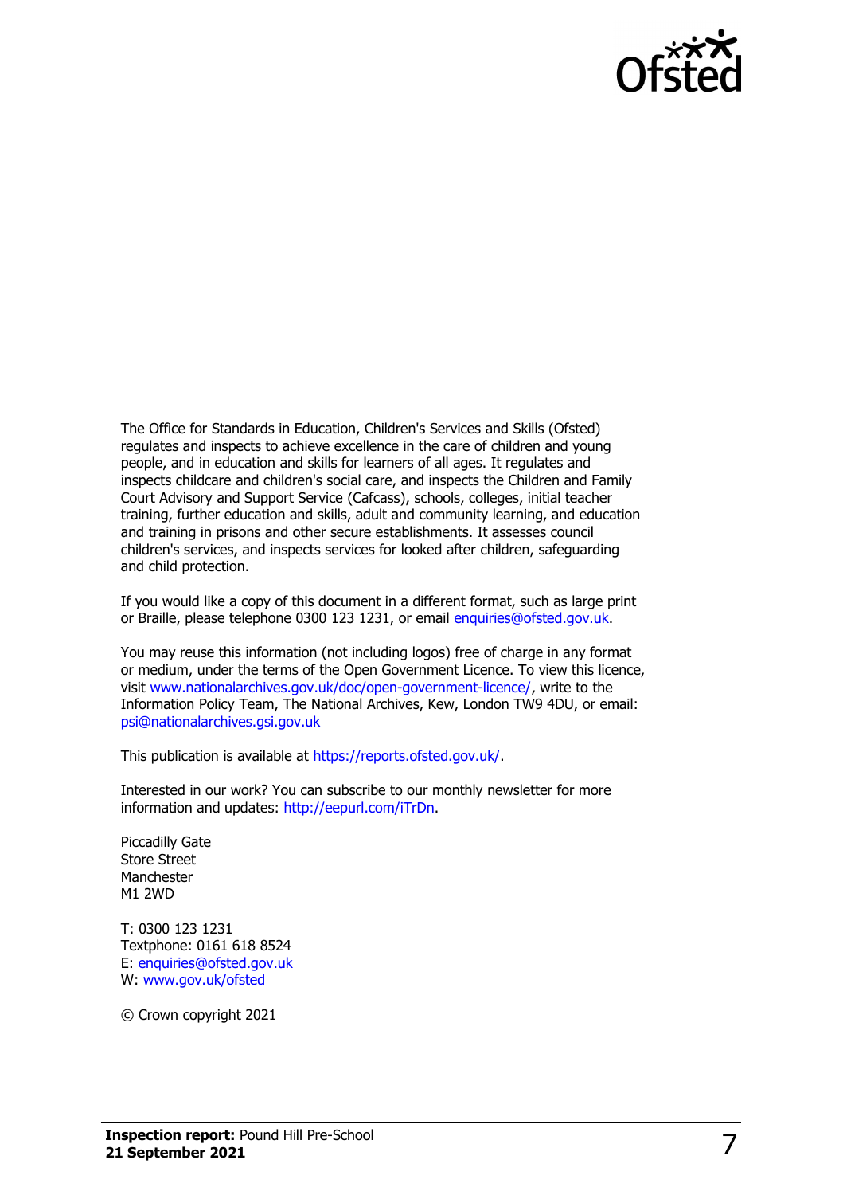The Office for Standards in Education, Children's Services and Skills (Ofsted) regulates and inspects to achieve excellence in the care of children and young people, and in education and skills for learners of all ages. It regulates and inspects childcare and children's social care, and inspects the Children and Family Court Advisory and Support Service (Cafcass), schools, colleges, initial teacher training, further education and skills, adult and community learning, and education and training in prisons and other secure establishments. It assesses council children's services, and inspects services for looked after children, safeguarding and child protection.

If you would like a copy of this document in a different format, such as large print or Braille, please telephone 0300 123 1231, or email enquiries@ofsted.gov.uk.

You may reuse this information (not including logos) free of charge in any format or medium, under the terms of the Open Government Licence. To view this licence, visit www.nationalarchives.gov.uk/doc/open-government-licence/, write to the Information Policy Team, The National Archives, Kew, London TW9 4DU, or email: psi@nationalarchives.gsi.gov.uk

This publication is available at https://reports.ofsted.gov.uk/.

Interested in our work? You can subscribe to our monthly newsletter for more information and updates: http://eepurl.com/iTrDn.

Piccadilly Gate
Store Street
Manchester
M1 2WD

T: 0300 123 1231
Textphone: 0161 618 8524
E: enquiries@ofsted.gov.uk
W: www.gov.uk/ofsted

© Crown copyright 2021